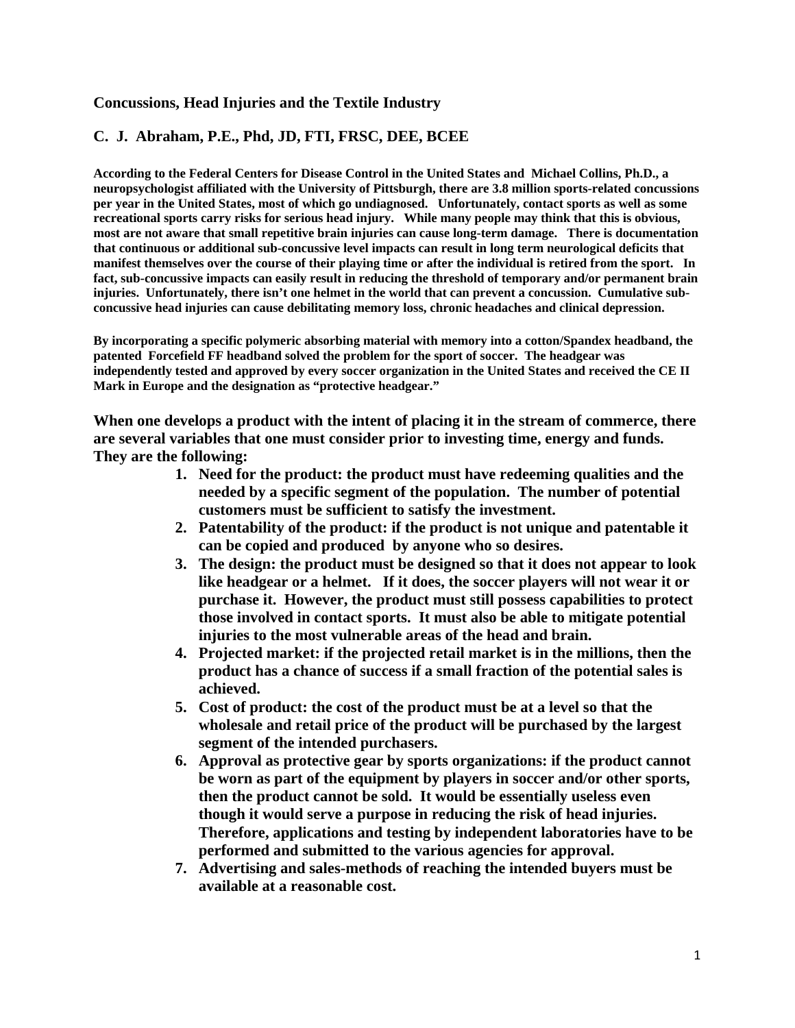## Concussions, Head Injuries and the Textile Industry

**C. J. Abraham, P.E., Phd, JD, FTI, FRSC, DEE, BCEE**

**According to the Federal Centers for Disease Control in the United States and Michael Collins, Ph.D., a neuropsychologist affiliated with the University of Pittsburgh, there are 3.8 million sports-related concussions per year in the United States, most of which go undiagnosed. Unfortunately, contact sports as well as some recreational sports carry risks for serious head injury. While many people may think that this is obvious, most are not aware that small repetitive brain injuries can cause long-term damage. There is documentation that continuous or additional sub-concussive level impacts can result in long term neurological deficits that manifest themselves over the course of their playing time or after the individual is retired from the sport. In fact, sub-concussive impacts can easily result in reducing the threshold of temporary and/or permanent brain injuries. Unfortunately, there isn't one helmet in the world that can prevent a concussion. Cumulative sub-concussive head injuries can cause debilitating memory loss, chronic headaches and clinical depression.**

**By incorporating a specific polymeric absorbing material with memory into a cotton/Spandex headband, the patented Forcefield FF headband solved the problem for the sport of soccer. The headgear was independently tested and approved by every soccer organization in the United States and received the CE II Mark in Europe and the designation as "protective headgear."**

**When one develops a product with the intent of placing it in the stream of commerce, there are several variables that one must consider prior to investing time, energy and funds. They are the following:**

1. **Need for the product: the product must have redeeming qualities and the needed by a specific segment of the population. The number of potential customers must be sufficient to satisfy the investment.**
2. **Patentability of the product: if the product is not unique and patentable it can be copied and produced by anyone who so desires.**
3. **The design: the product must be designed so that it does not appear to look like headgear or a helmet. If it does, the soccer players will not wear it or purchase it. However, the product must still possess capabilities to protect those involved in contact sports. It must also be able to mitigate potential injuries to the most vulnerable areas of the head and brain.**
4. **Projected market: if the projected retail market is in the millions, then the product has a chance of success if a small fraction of the potential sales is achieved.**
5. **Cost of product: the cost of the product must be at a level so that the wholesale and retail price of the product will be purchased by the largest segment of the intended purchasers.**
6. **Approval as protective gear by sports organizations: if the product cannot be worn as part of the equipment by players in soccer and/or other sports, then the product cannot be sold. It would be essentially useless even though it would serve a purpose in reducing the risk of head injuries. Therefore, applications and testing by independent laboratories have to be performed and submitted to the various agencies for approval.**
7. **Advertising and sales-methods of reaching the intended buyers must be available at a reasonable cost.**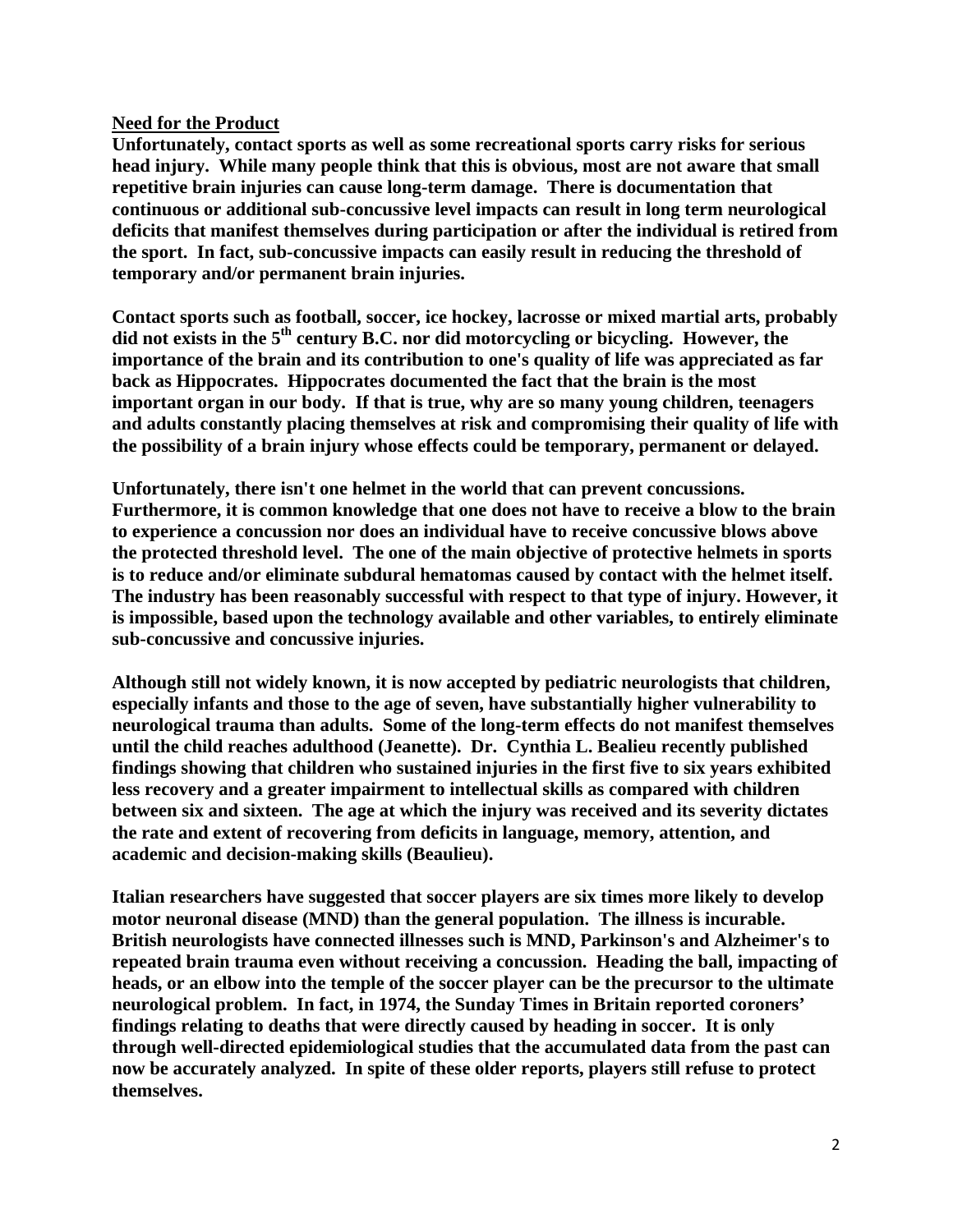## Need for the Product

**Unfortunately, contact sports as well as some recreational sports carry risks for serious head injury. While many people think that this is obvious, most are not aware that small repetitive brain injuries can cause long-term damage. There is documentation that continuous or additional sub-concussive level impacts can result in long term neurological deficits that manifest themselves during participation or after the individual is retired from the sport. In fact, sub-concussive impacts can easily result in reducing the threshold of temporary and/or permanent brain injuries.**

**Contact sports such as football, soccer, ice hockey, lacrosse or mixed martial arts, probably did not exists in the 5th century B.C. nor did motorcycling or bicycling. However, the importance of the brain and its contribution to one's quality of life was appreciated as far back as Hippocrates. Hippocrates documented the fact that the brain is the most important organ in our body. If that is true, why are so many young children, teenagers and adults constantly placing themselves at risk and compromising their quality of life with the possibility of a brain injury whose effects could be temporary, permanent or delayed.**

**Unfortunately, there isn't one helmet in the world that can prevent concussions. Furthermore, it is common knowledge that one does not have to receive a blow to the brain to experience a concussion nor does an individual have to receive concussive blows above the protected threshold level. The one of the main objective of protective helmets in sports is to reduce and/or eliminate subdural hematomas caused by contact with the helmet itself. The industry has been reasonably successful with respect to that type of injury. However, it is impossible, based upon the technology available and other variables, to entirely eliminate sub-concussive and concussive injuries.**

**Although still not widely known, it is now accepted by pediatric neurologists that children, especially infants and those to the age of seven, have substantially higher vulnerability to neurological trauma than adults. Some of the long-term effects do not manifest themselves until the child reaches adulthood (Jeanette). Dr. Cynthia L. Bealieu recently published findings showing that children who sustained injuries in the first five to six years exhibited less recovery and a greater impairment to intellectual skills as compared with children between six and sixteen. The age at which the injury was received and its severity dictates the rate and extent of recovering from deficits in language, memory, attention, and academic and decision-making skills (Beaulieu).**

**Italian researchers have suggested that soccer players are six times more likely to develop motor neuronal disease (MND) than the general population. The illness is incurable. British neurologists have connected illnesses such is MND, Parkinson's and Alzheimer's to repeated brain trauma even without receiving a concussion. Heading the ball, impacting of heads, or an elbow into the temple of the soccer player can be the precursor to the ultimate neurological problem. In fact, in 1974, the Sunday Times in Britain reported coroners' findings relating to deaths that were directly caused by heading in soccer. It is only through well-directed epidemiological studies that the accumulated data from the past can now be accurately analyzed. In spite of these older reports, players still refuse to protect themselves.**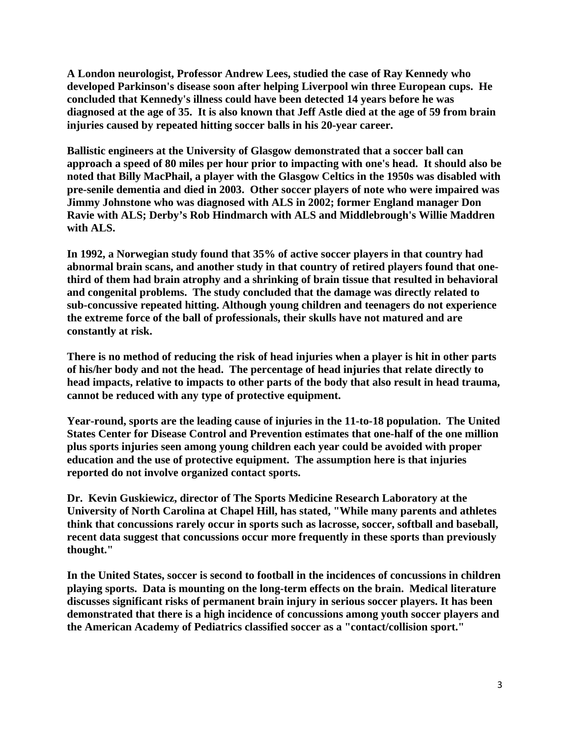**A London neurologist, Professor Andrew Lees, studied the case of Ray Kennedy who developed Parkinson's disease soon after helping Liverpool win three European cups. He concluded that Kennedy's illness could have been detected 14 years before he was diagnosed at the age of 35. It is also known that Jeff Astle died at the age of 59 from brain injuries caused by repeated hitting soccer balls in his 20-year career.**

**Ballistic engineers at the University of Glasgow demonstrated that a soccer ball can approach a speed of 80 miles per hour prior to impacting with one's head. It should also be noted that Billy MacPhail, a player with the Glasgow Celtics in the 1950s was disabled with pre-senile dementia and died in 2003. Other soccer players of note who were impaired was Jimmy Johnstone who was diagnosed with ALS in 2002; former England manager Don Ravie with ALS; Derby's Rob Hindmarch with ALS and Middlebrough's Willie Maddren with ALS.**

**In 1992, a Norwegian study found that 35% of active soccer players in that country had abnormal brain scans, and another study in that country of retired players found that one-third of them had brain atrophy and a shrinking of brain tissue that resulted in behavioral and congenital problems. The study concluded that the damage was directly related to sub-concussive repeated hitting. Although young children and teenagers do not experience the extreme force of the ball of professionals, their skulls have not matured and are constantly at risk.**

**There is no method of reducing the risk of head injuries when a player is hit in other parts of his/her body and not the head. The percentage of head injuries that relate directly to head impacts, relative to impacts to other parts of the body that also result in head trauma, cannot be reduced with any type of protective equipment.**

**Year-round, sports are the leading cause of injuries in the 11-to-18 population. The United States Center for Disease Control and Prevention estimates that one-half of the one million plus sports injuries seen among young children each year could be avoided with proper education and the use of protective equipment. The assumption here is that injuries reported do not involve organized contact sports.**

**Dr. Kevin Guskiewicz, director of The Sports Medicine Research Laboratory at the University of North Carolina at Chapel Hill, has stated, "While many parents and athletes think that concussions rarely occur in sports such as lacrosse, soccer, softball and baseball, recent data suggest that concussions occur more frequently in these sports than previously thought."**

**In the United States, soccer is second to football in the incidences of concussions in children playing sports. Data is mounting on the long-term effects on the brain. Medical literature discusses significant risks of permanent brain injury in serious soccer players. It has been demonstrated that there is a high incidence of concussions among youth soccer players and the American Academy of Pediatrics classified soccer as a "contact/collision sport."**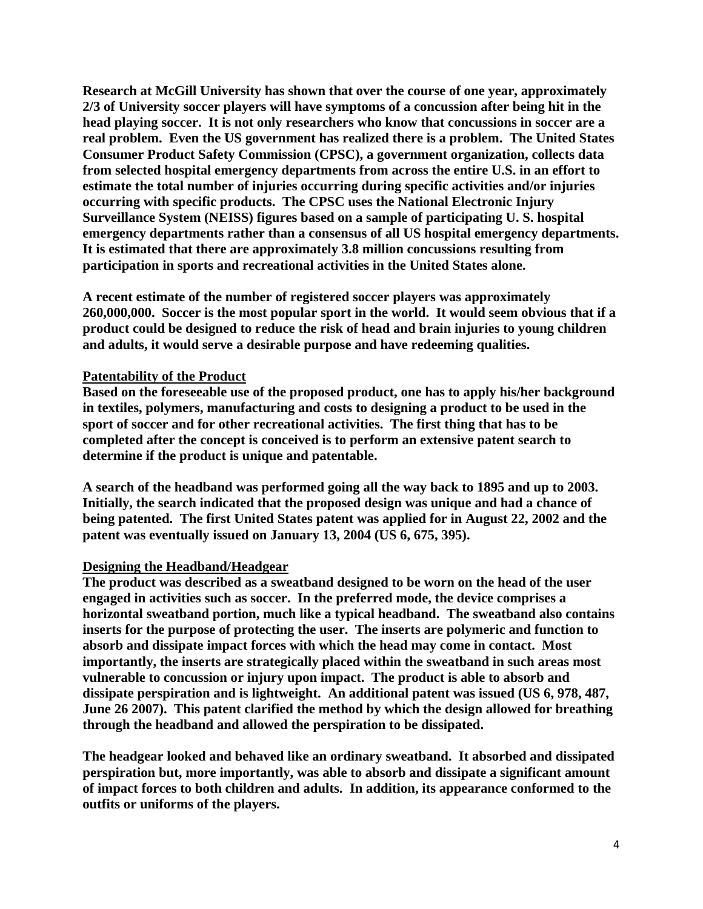**Research at McGill University has shown that over the course of one year, approximately 2/3 of University soccer players will have symptoms of a concussion after being hit in the head playing soccer. It is not only researchers who know that concussions in soccer are a real problem. Even the US government has realized there is a problem. The United States Consumer Product Safety Commission (CPSC), a government organization, collects data from selected hospital emergency departments from across the entire U.S. in an effort to estimate the total number of injuries occurring during specific activities and/or injuries occurring with specific products. The CPSC uses the National Electronic Injury Surveillance System (NEISS) figures based on a sample of participating U. S. hospital emergency departments rather than a consensus of all US hospital emergency departments. It is estimated that there are approximately 3.8 million concussions resulting from participation in sports and recreational activities in the United States alone.**

**A recent estimate of the number of registered soccer players was approximately 260,000,000. Soccer is the most popular sport in the world. It would seem obvious that if a product could be designed to reduce the risk of head and brain injuries to young children and adults, it would serve a desirable purpose and have redeeming qualities.**

## Patentability of the Product

**Based on the foreseeable use of the proposed product, one has to apply his/her background in textiles, polymers, manufacturing and costs to designing a product to be used in the sport of soccer and for other recreational activities. The first thing that has to be completed after the concept is conceived is to perform an extensive patent search to determine if the product is unique and patentable.**

**A search of the headband was performed going all the way back to 1895 and up to 2003. Initially, the search indicated that the proposed design was unique and had a chance of being patented. The first United States patent was applied for in August 22, 2002 and the patent was eventually issued on January 13, 2004 (US 6, 675, 395).**

## Designing the Headband/Headgear

**The product was described as a sweatband designed to be worn on the head of the user engaged in activities such as soccer. In the preferred mode, the device comprises a horizontal sweatband portion, much like a typical headband. The sweatband also contains inserts for the purpose of protecting the user. The inserts are polymeric and function to absorb and dissipate impact forces with which the head may come in contact. Most importantly, the inserts are strategically placed within the sweatband in such areas most vulnerable to concussion or injury upon impact. The product is able to absorb and dissipate perspiration and is lightweight. An additional patent was issued (US 6, 978, 487, June 26 2007). This patent clarified the method by which the design allowed for breathing through the headband and allowed the perspiration to be dissipated.**

**The headgear looked and behaved like an ordinary sweatband. It absorbed and dissipated perspiration but, more importantly, was able to absorb and dissipate a significant amount of impact forces to both children and adults. In addition, its appearance conformed to the outfits or uniforms of the players.**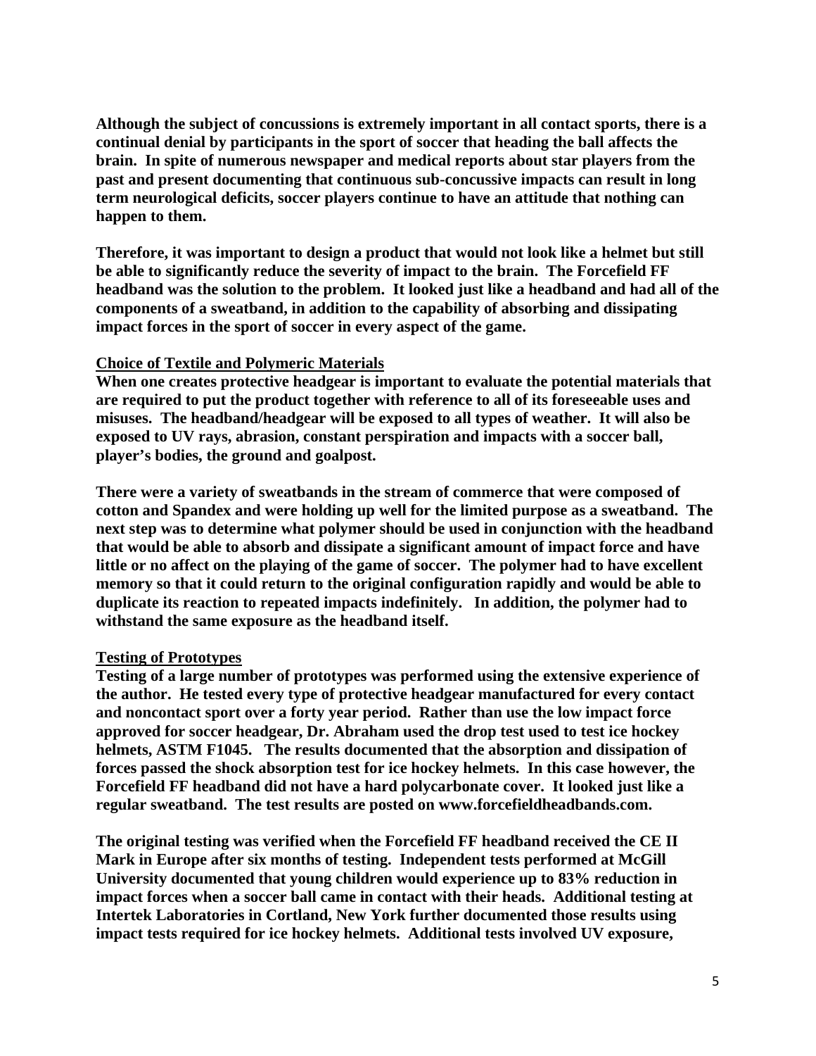**Although the subject of concussions is extremely important in all contact sports, there is a continual denial by participants in the sport of soccer that heading the ball affects the brain. In spite of numerous newspaper and medical reports about star players from the past and present documenting that continuous sub-concussive impacts can result in long term neurological deficits, soccer players continue to have an attitude that nothing can happen to them.**

**Therefore, it was important to design a product that would not look like a helmet but still be able to significantly reduce the severity of impact to the brain. The Forcefield FF headband was the solution to the problem. It looked just like a headband and had all of the components of a sweatband, in addition to the capability of absorbing and dissipating impact forces in the sport of soccer in every aspect of the game.**

## Choice of Textile and Polymeric Materials

**When one creates protective headgear is important to evaluate the potential materials that are required to put the product together with reference to all of its foreseeable uses and misuses. The headband/headgear will be exposed to all types of weather. It will also be exposed to UV rays, abrasion, constant perspiration and impacts with a soccer ball, player's bodies, the ground and goalpost.**

**There were a variety of sweatbands in the stream of commerce that were composed of cotton and Spandex and were holding up well for the limited purpose as a sweatband. The next step was to determine what polymer should be used in conjunction with the headband that would be able to absorb and dissipate a significant amount of impact force and have little or no affect on the playing of the game of soccer. The polymer had to have excellent memory so that it could return to the original configuration rapidly and would be able to duplicate its reaction to repeated impacts indefinitely. In addition, the polymer had to withstand the same exposure as the headband itself.**

## Testing of Prototypes

**Testing of a large number of prototypes was performed using the extensive experience of the author. He tested every type of protective headgear manufactured for every contact and noncontact sport over a forty year period. Rather than use the low impact force approved for soccer headgear, Dr. Abraham used the drop test used to test ice hockey helmets, ASTM F1045. The results documented that the absorption and dissipation of forces passed the shock absorption test for ice hockey helmets. In this case however, the Forcefield FF headband did not have a hard polycarbonate cover. It looked just like a regular sweatband. The test results are posted on www.forcefieldheadbands.com.**

**The original testing was verified when the Forcefield FF headband received the CE II Mark in Europe after six months of testing. Independent tests performed at McGill University documented that young children would experience up to 83% reduction in impact forces when a soccer ball came in contact with their heads. Additional testing at Intertek Laboratories in Cortland, New York further documented those results using impact tests required for ice hockey helmets. Additional tests involved UV exposure,**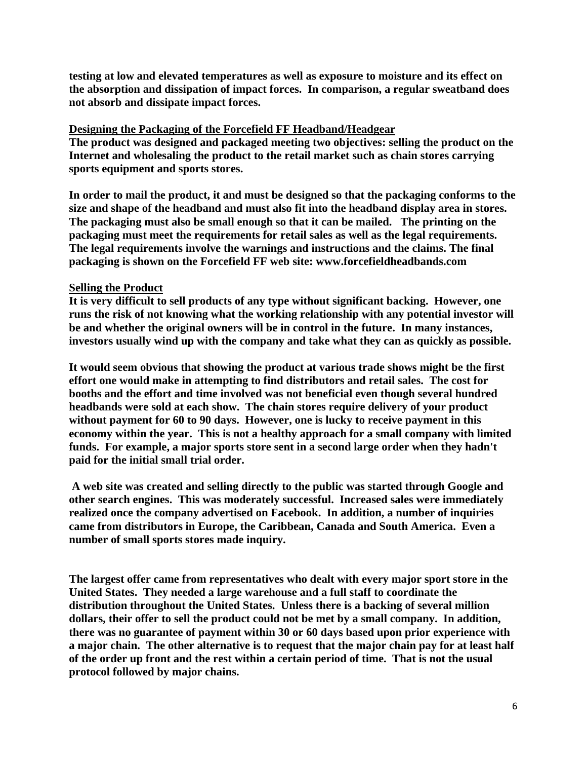**testing at low and elevated temperatures as well as exposure to moisture and its effect on the absorption and dissipation of impact forces. In comparison, a regular sweatband does not absorb and dissipate impact forces.**

## Designing the Packaging of the Forcefield FF Headband/Headgear

**The product was designed and packaged meeting two objectives: selling the product on the Internet and wholesaling the product to the retail market such as chain stores carrying sports equipment and sports stores.**

**In order to mail the product, it and must be designed so that the packaging conforms to the size and shape of the headband and must also fit into the headband display area in stores. The packaging must also be small enough so that it can be mailed. The printing on the packaging must meet the requirements for retail sales as well as the legal requirements. The legal requirements involve the warnings and instructions and the claims. The final packaging is shown on the Forcefield FF web site: www.forcefieldheadbands.com**

## Selling the Product

**It is very difficult to sell products of any type without significant backing. However, one runs the risk of not knowing what the working relationship with any potential investor will be and whether the original owners will be in control in the future. In many instances, investors usually wind up with the company and take what they can as quickly as possible.**

**It would seem obvious that showing the product at various trade shows might be the first effort one would make in attempting to find distributors and retail sales. The cost for booths and the effort and time involved was not beneficial even though several hundred headbands were sold at each show. The chain stores require delivery of your product without payment for 60 to 90 days. However, one is lucky to receive payment in this economy within the year. This is not a healthy approach for a small company with limited funds. For example, a major sports store sent in a second large order when they hadn't paid for the initial small trial order.**

**A web site was created and selling directly to the public was started through Google and other search engines. This was moderately successful. Increased sales were immediately realized once the company advertised on Facebook. In addition, a number of inquiries came from distributors in Europe, the Caribbean, Canada and South America. Even a number of small sports stores made inquiry.**

**The largest offer came from representatives who dealt with every major sport store in the United States. They needed a large warehouse and a full staff to coordinate the distribution throughout the United States. Unless there is a backing of several million dollars, their offer to sell the product could not be met by a small company. In addition, there was no guarantee of payment within 30 or 60 days based upon prior experience with a major chain. The other alternative is to request that the major chain pay for at least half of the order up front and the rest within a certain period of time. That is not the usual protocol followed by major chains.**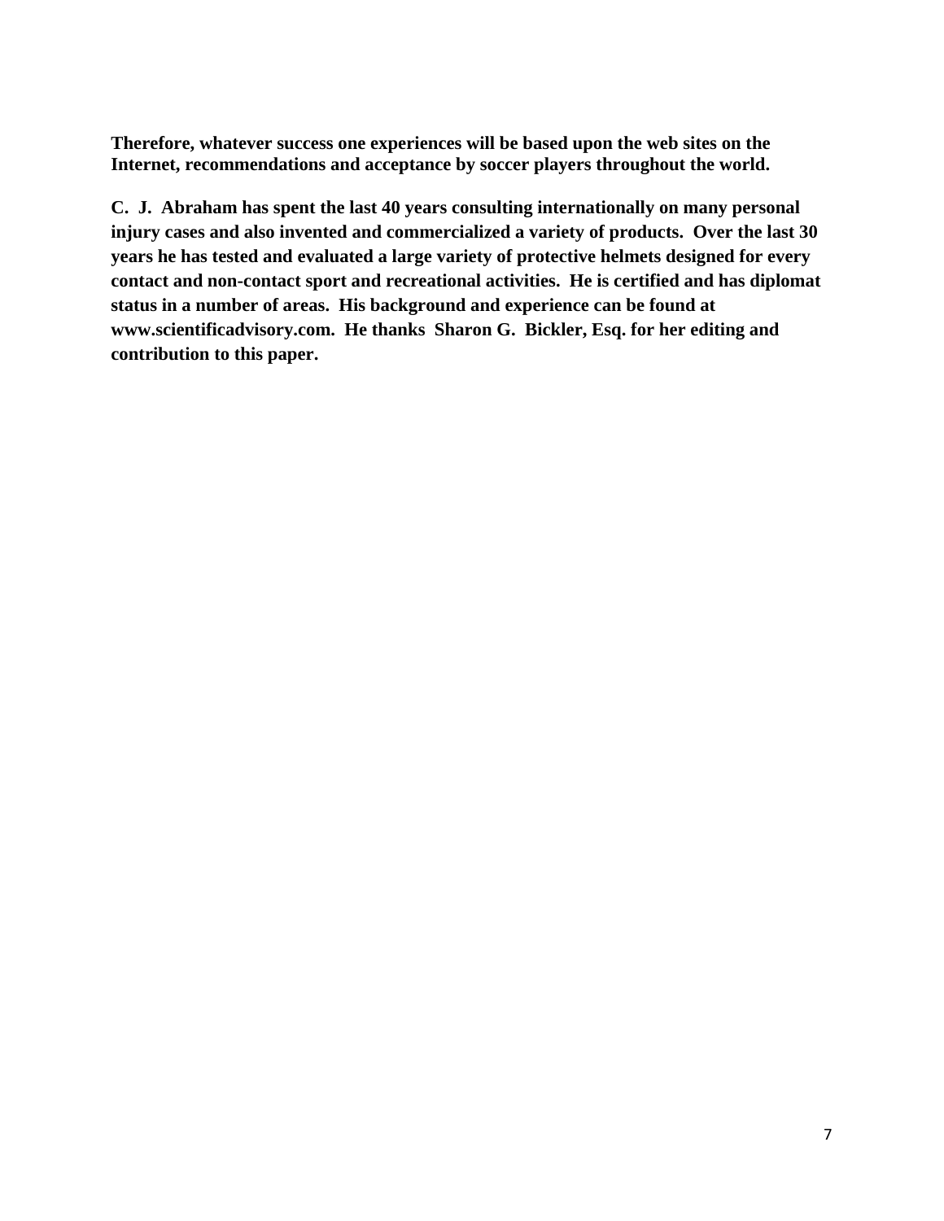**Therefore, whatever success one experiences will be based upon the web sites on the Internet, recommendations and acceptance by soccer players throughout the world.**

**C. J. Abraham has spent the last 40 years consulting internationally on many personal injury cases and also invented and commercialized a variety of products. Over the last 30 years he has tested and evaluated a large variety of protective helmets designed for every contact and non-contact sport and recreational activities. He is certified and has diplomat status in a number of areas. His background and experience can be found at www.scientificadvisory.com. He thanks Sharon G. Bickler, Esq. for her editing and contribution to this paper.**